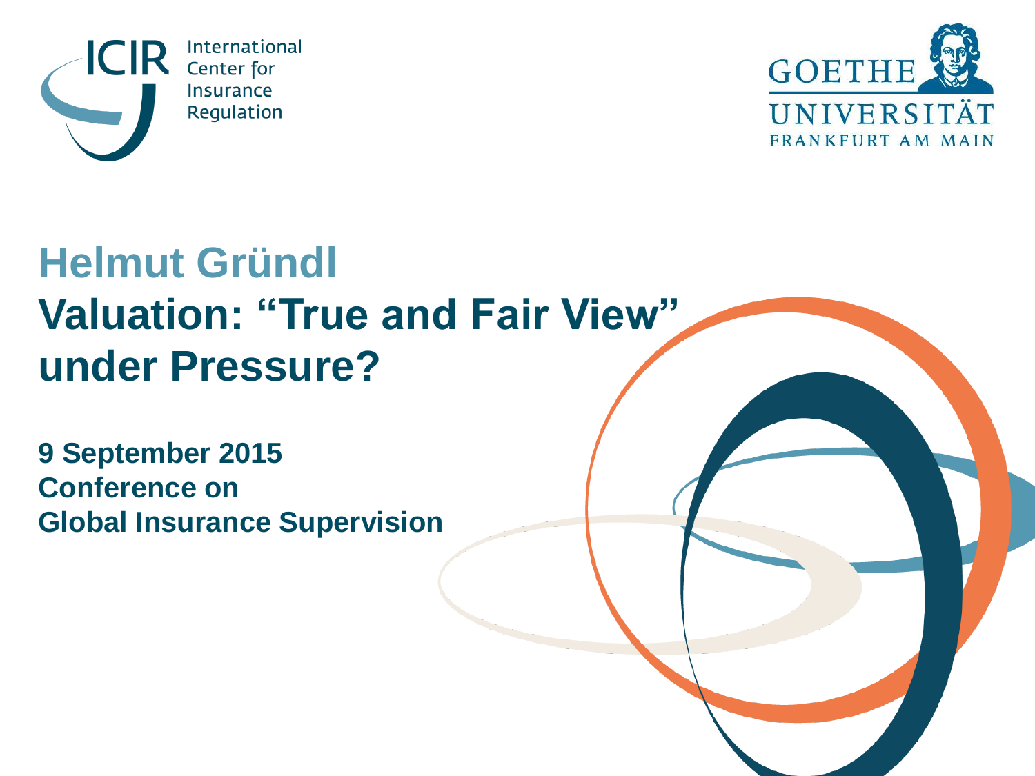ICIR International Center for Insurance Regulation

GOETHE UNIVERSITÄT FRANKFURT AM MAIN

## Helmut Gründl

# Valuation: “True and Fair View” under Pressure?

**9 September 2015**
**Conference on**
**Global Insurance Supervision**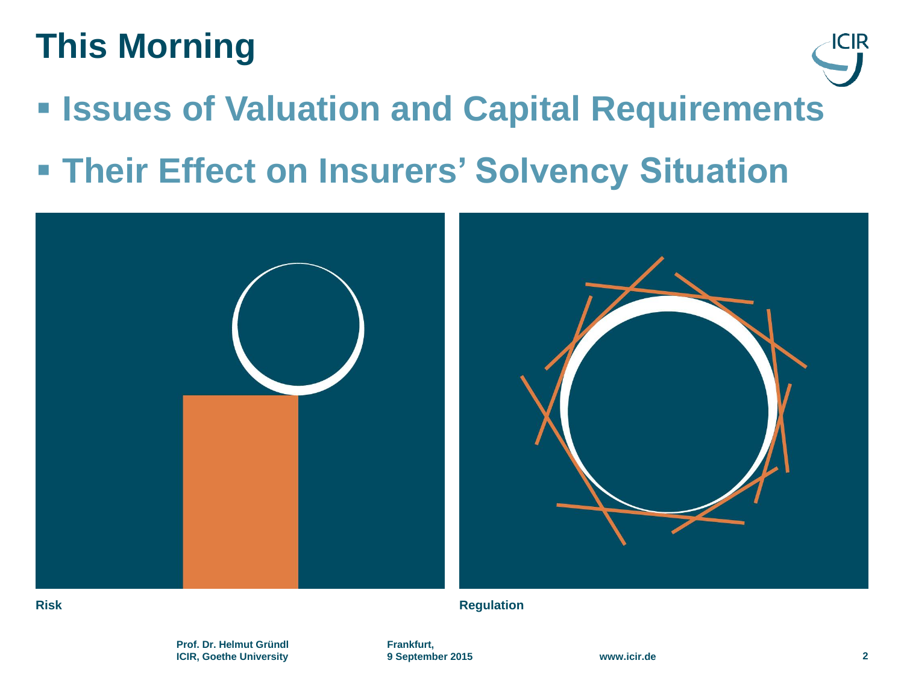# This Morning

- **Issues of Valuation and Capital Requirements**
- **Their Effect on Insurers' Solvency Situation**

**Risk**

**Regulation**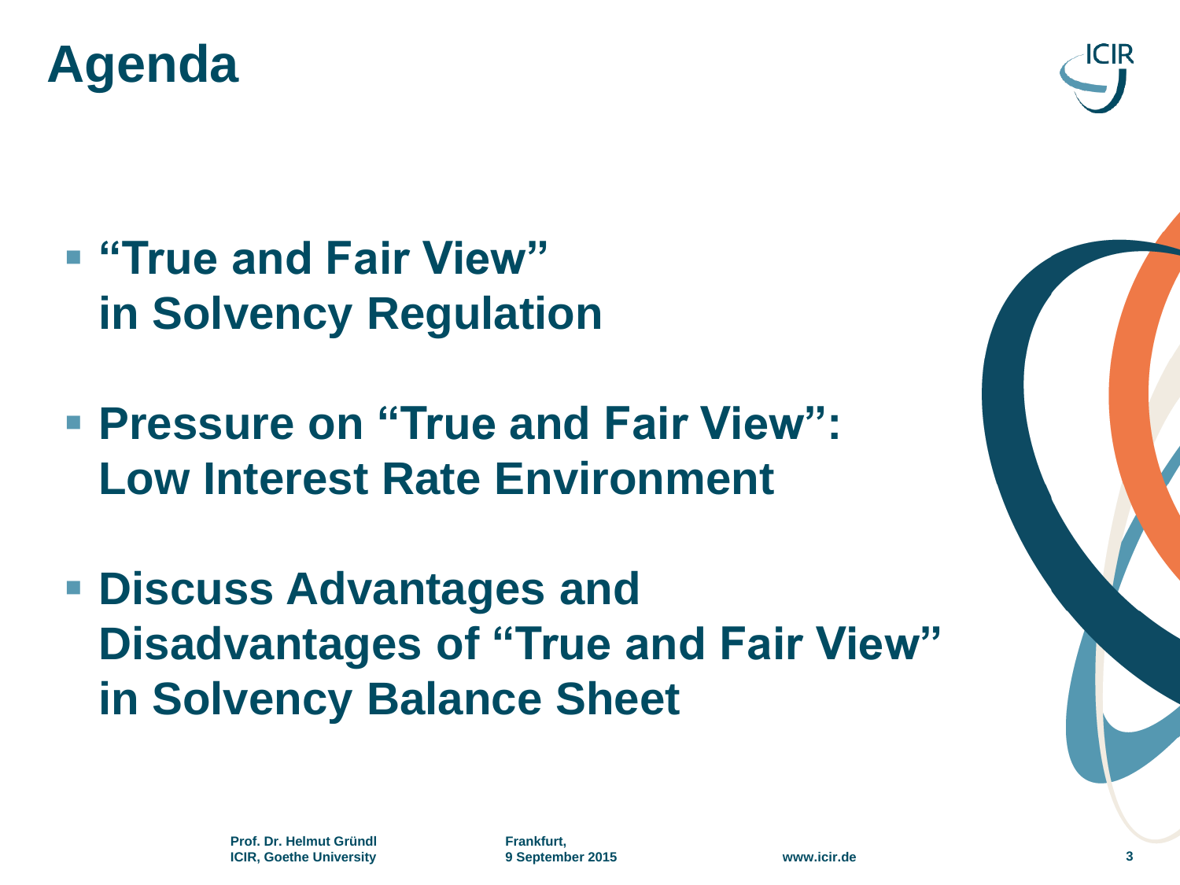# Agenda

- **"True and Fair View" in Solvency Regulation**
- **Pressure on "True and Fair View": Low Interest Rate Environment**
- **Discuss Advantages and Disadvantages of "True and Fair View" in Solvency Balance Sheet**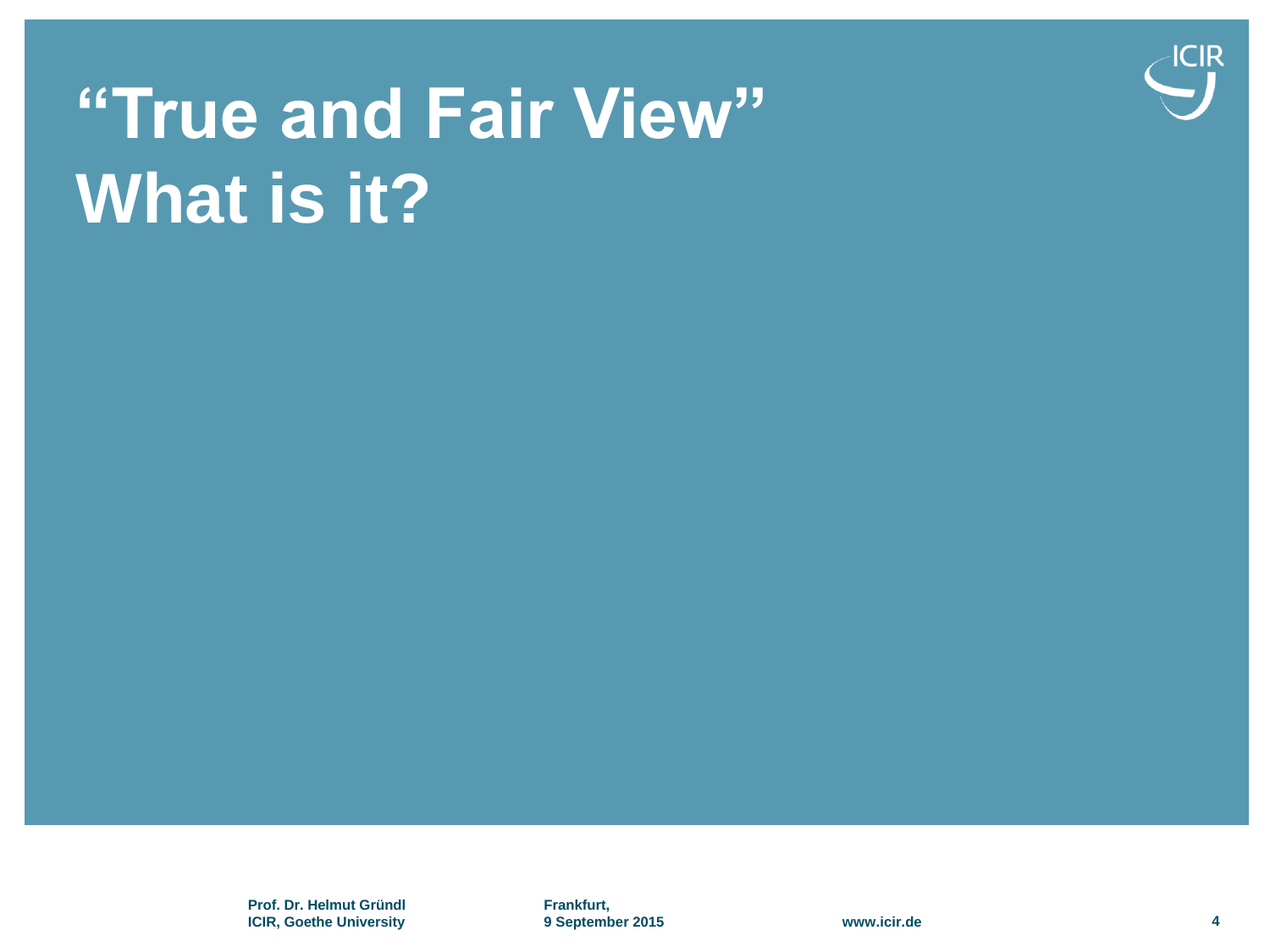# "True and Fair View"
# What is it?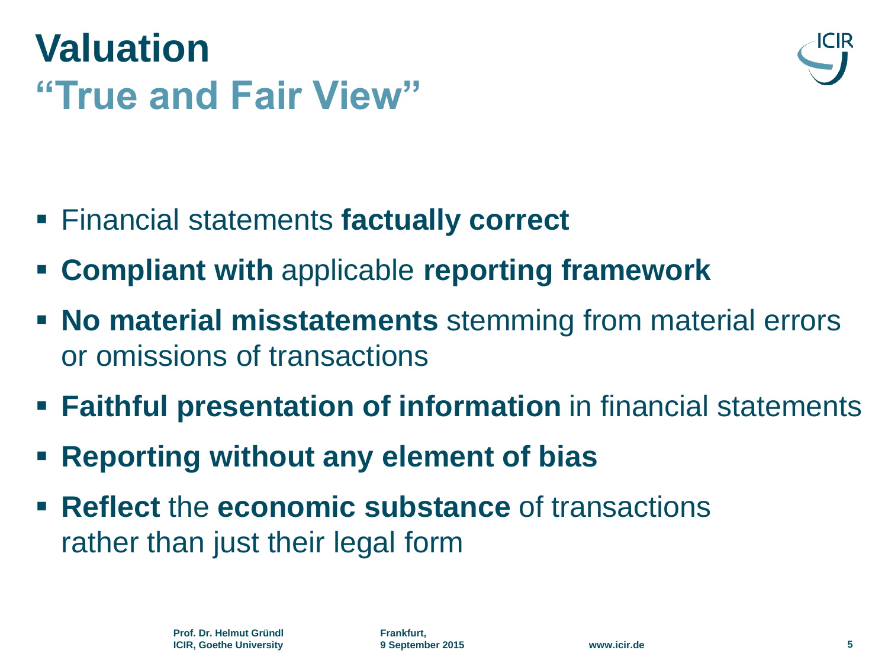# Valuation
## "True and Fair View"

- Financial statements **factually correct**
- **Compliant with** applicable **reporting framework**
- **No material misstatements** stemming from material errors or omissions of transactions
- **Faithful presentation of information** in financial statements
- **Reporting without any element of bias**
- **Reflect** the **economic substance** of transactions rather than just their legal form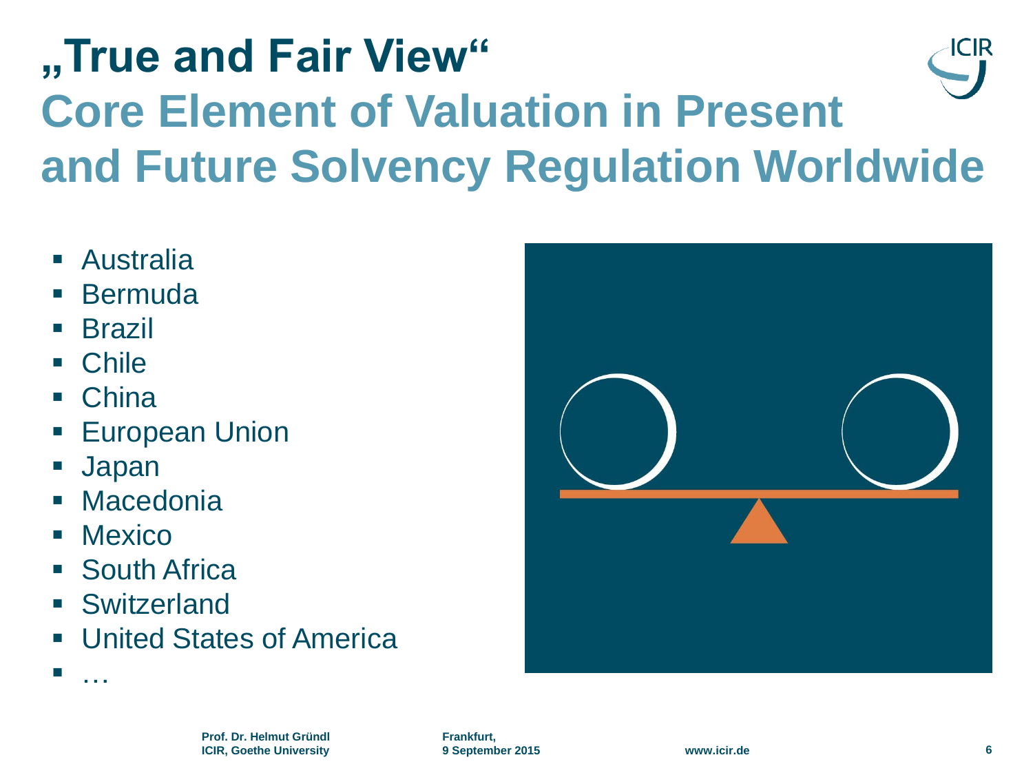# „True and Fair View"

## Core Element of Valuation in Present and Future Solvency Regulation Worldwide

- Australia
- Bermuda
- Brazil
- Chile
- China
- European Union
- Japan
- Macedonia
- Mexico
- South Africa
- Switzerland
- United States of America
- …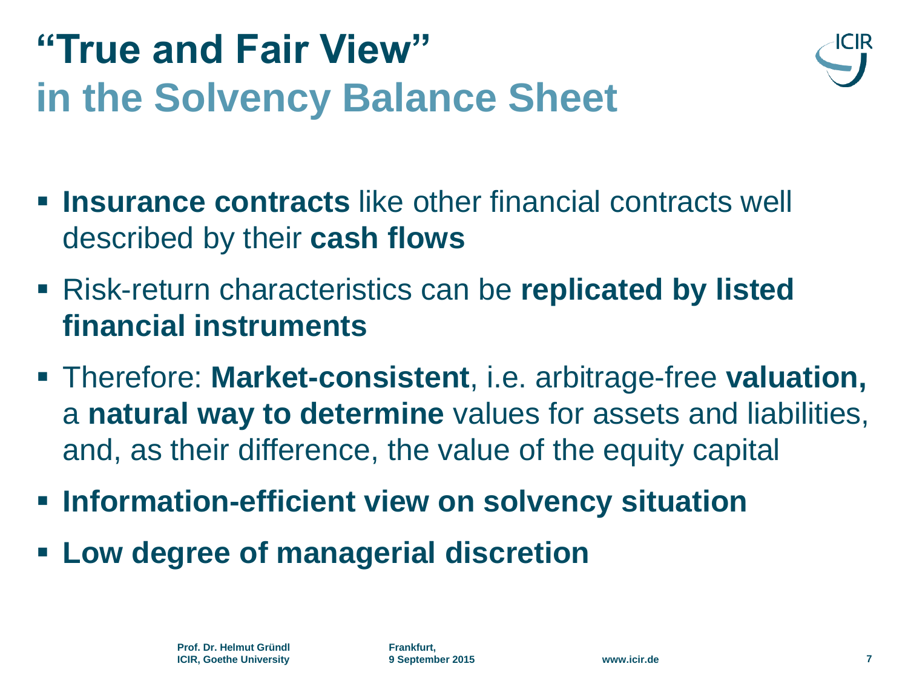# "True and Fair View" in the Solvency Balance Sheet

- **Insurance contracts** like other financial contracts well described by their **cash flows**
- Risk-return characteristics can be **replicated by listed financial instruments**
- Therefore: **Market-consistent**, i.e. arbitrage-free **valuation,** a **natural way to determine** values for assets and liabilities, and, as their difference, the value of the equity capital
- **Information-efficient view on solvency situation**
- **Low degree of managerial discretion**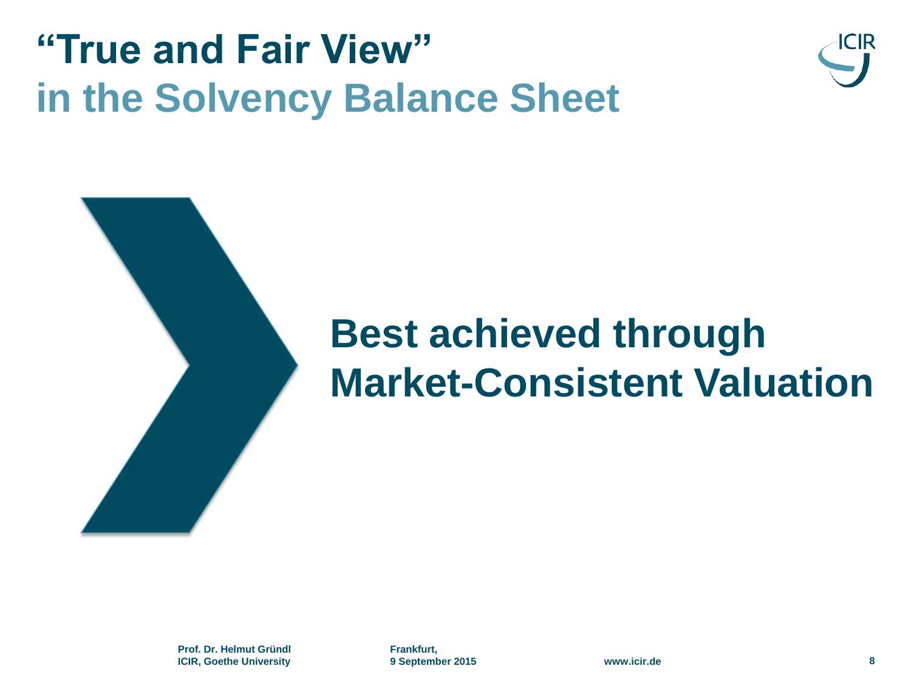# "True and Fair View" in the Solvency Balance Sheet

**Best achieved through Market-Consistent Valuation**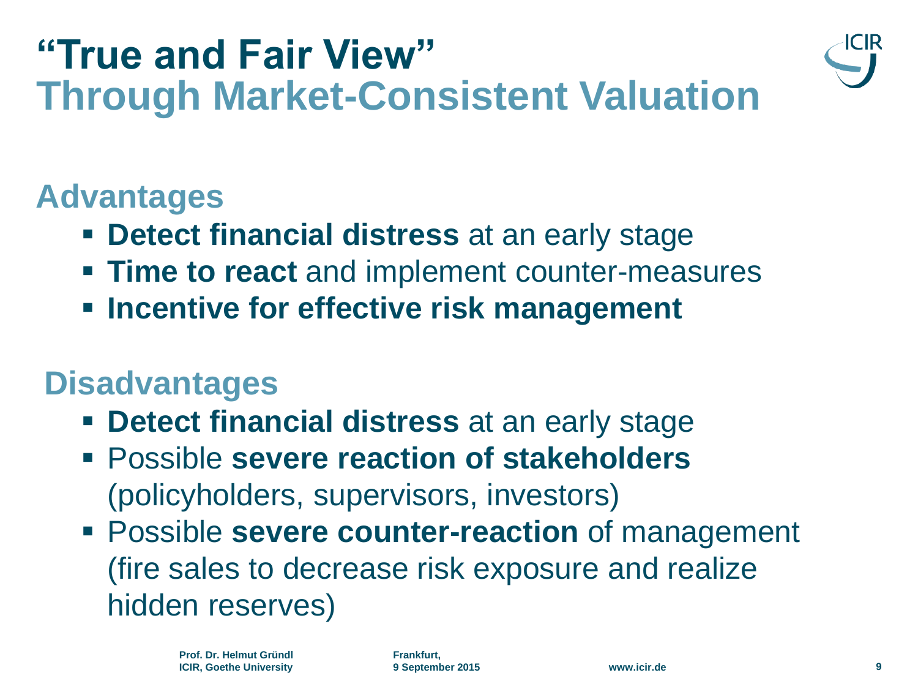# "True and Fair View" Through Market-Consistent Valuation

## Advantages

- **Detect financial distress** at an early stage
- **Time to react** and implement counter-measures
- **Incentive for effective risk management**

## Disadvantages

- **Detect financial distress** at an early stage
- Possible **severe reaction of stakeholders** (policyholders, supervisors, investors)
- Possible **severe counter-reaction** of management (fire sales to decrease risk exposure and realize hidden reserves)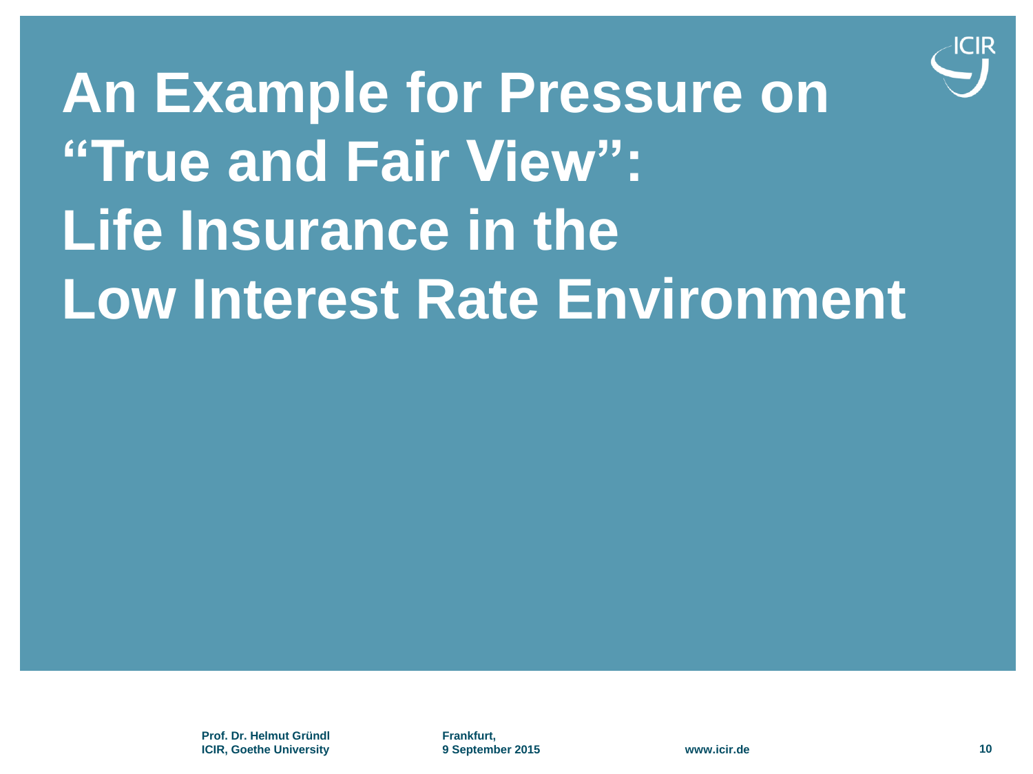# An Example for Pressure on "True and Fair View": Life Insurance in the Low Interest Rate Environment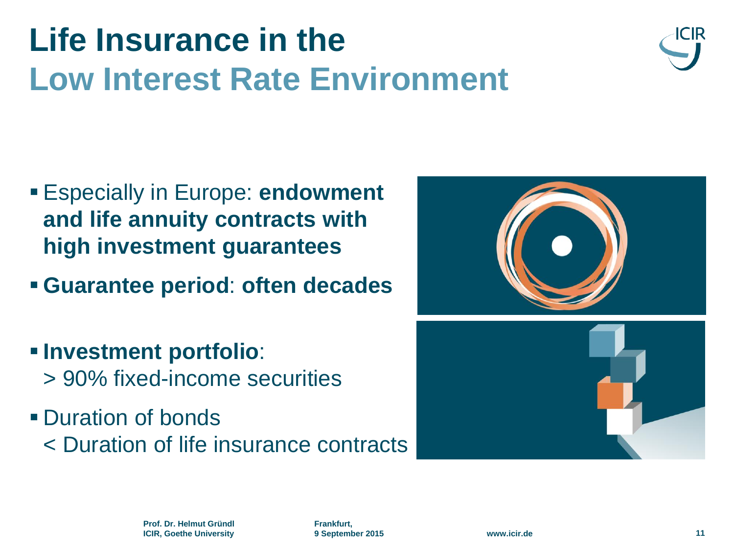# Life Insurance in the Low Interest Rate Environment

- Especially in Europe: **endowment and life annuity contracts with high investment guarantees**
- **Guarantee period**: **often decades**
- **Investment portfolio**:
  > 90% fixed-income securities
- Duration of bonds
  < Duration of life insurance contracts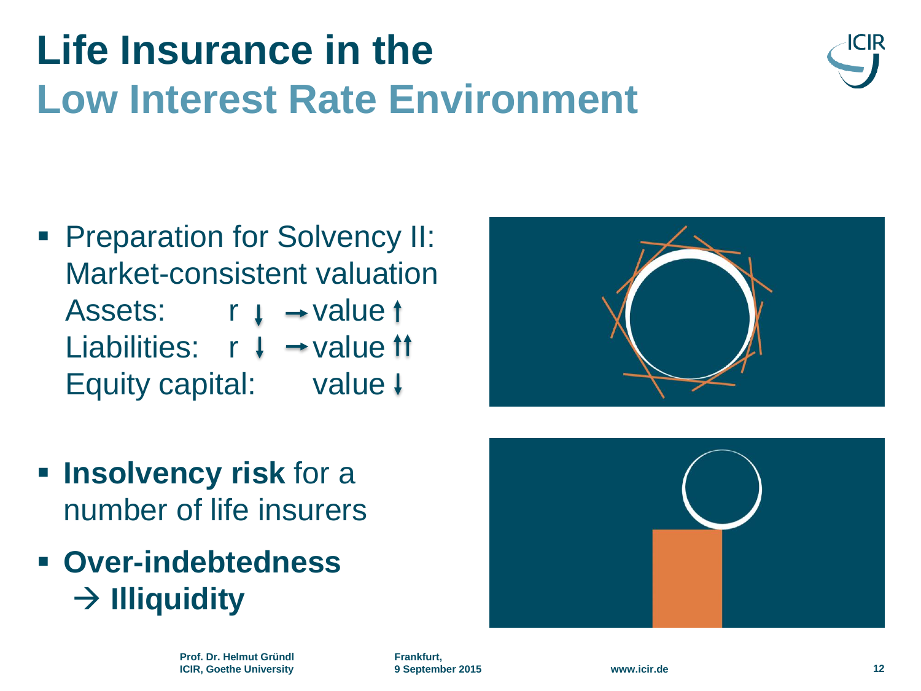# Life Insurance in the Low Interest Rate Environment

- Preparation for Solvency II: Market-consistent valuation
  Assets: r ↓ → value ↑
  Liabilities: r ↓ → value ↑↑
  Equity capital: value ↓

- **Insolvency risk** for a number of life insurers

- **Over-indebtedness**
  → **Illiquidity**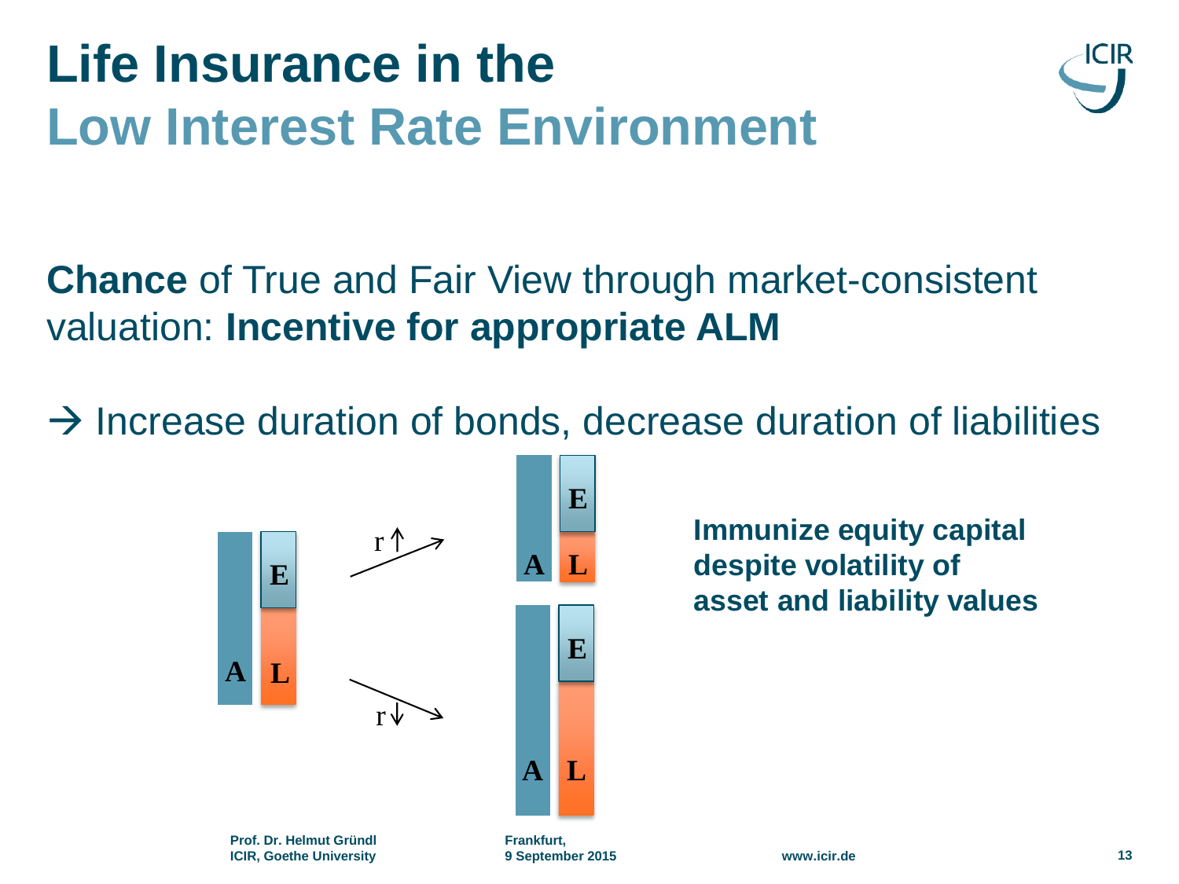# Life Insurance in the Low Interest Rate Environment

**Chance** of True and Fair View through market-consistent valuation: **Incentive for appropriate ALM**

→ Increase duration of bonds, decrease duration of liabilities

**Immunize equity capital despite volatility of asset and liability values**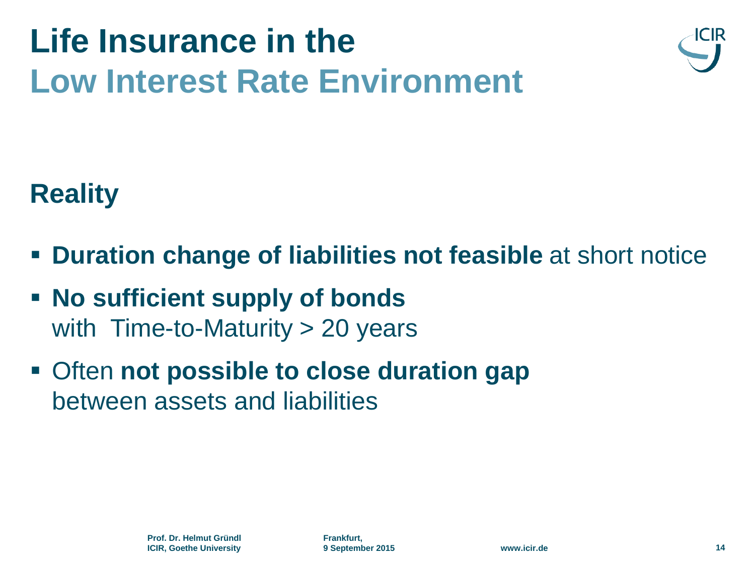# Life Insurance in the Low Interest Rate Environment

## Reality

- **Duration change of liabilities not feasible** at short notice
- **No sufficient supply of bonds** with Time-to-Maturity > 20 years
- Often **not possible to close duration gap** between assets and liabilities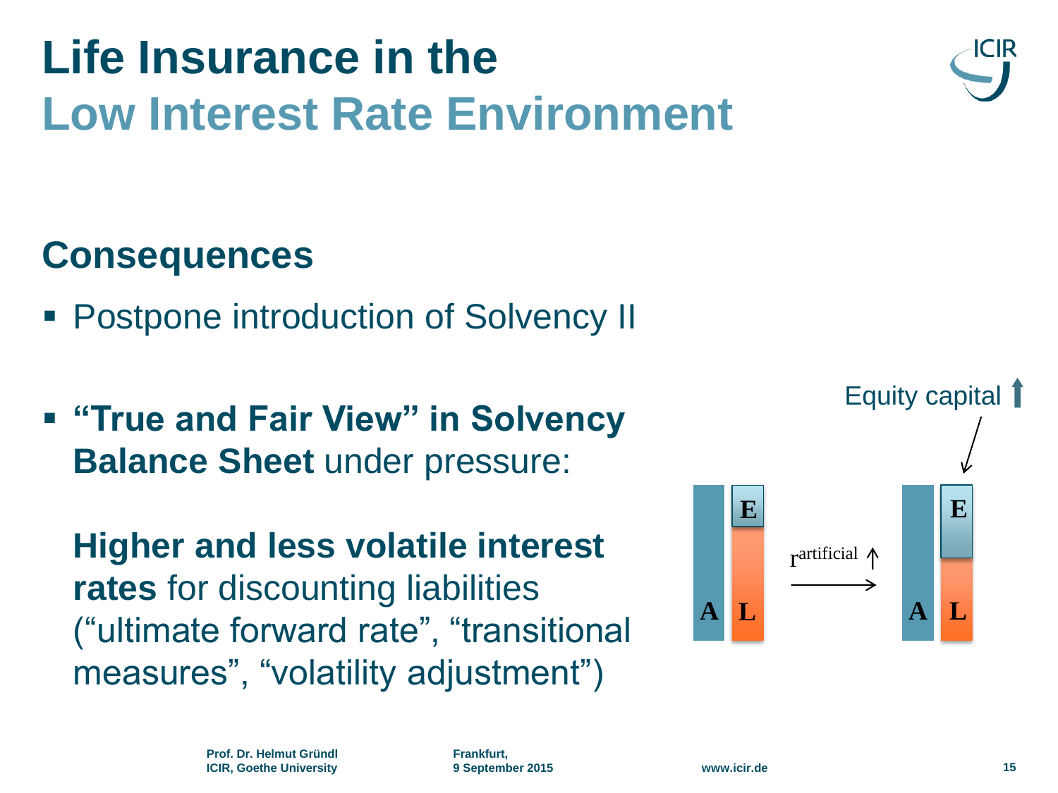# Life Insurance in the Low Interest Rate Environment

## Consequences

- Postpone introduction of Solvency II

- **"True and Fair View" in Solvency Balance Sheet** under pressure:

  **Higher and less volatile interest rates** for discounting liabilities ("ultimate forward rate", "transitional measures", "volatility adjustment")

Equity capital ↑

A | L | E

$r^{\text{artificial}} \uparrow$

A | L | E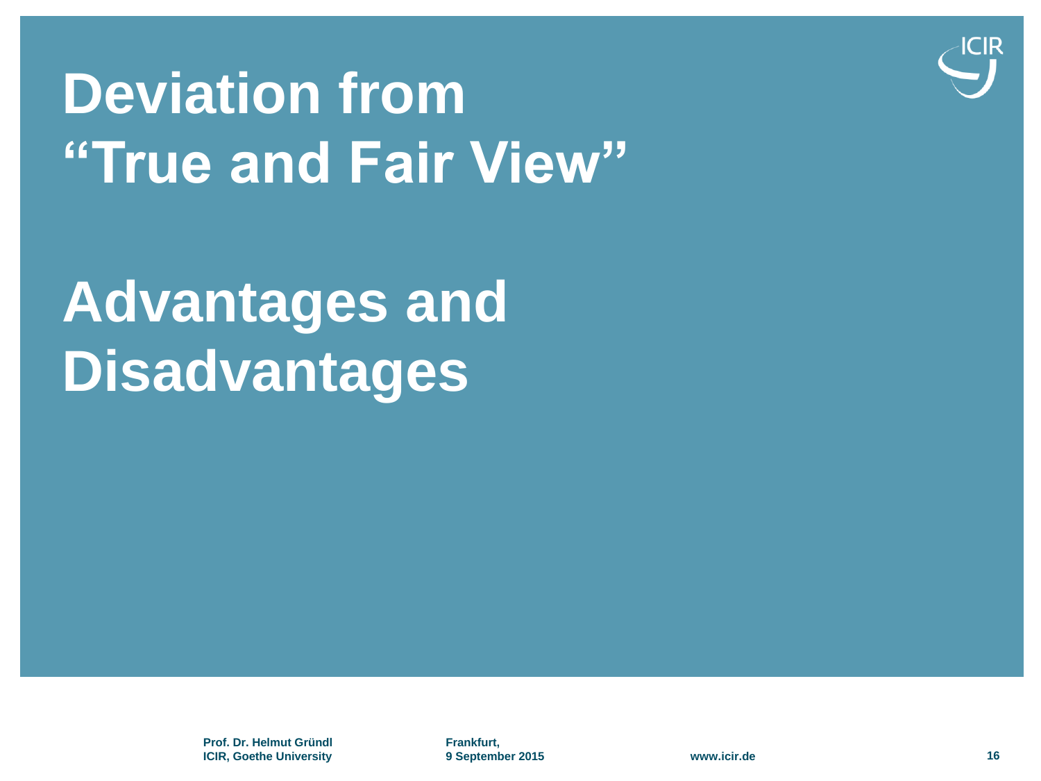# Deviation from "True and Fair View"

# Advantages and Disadvantages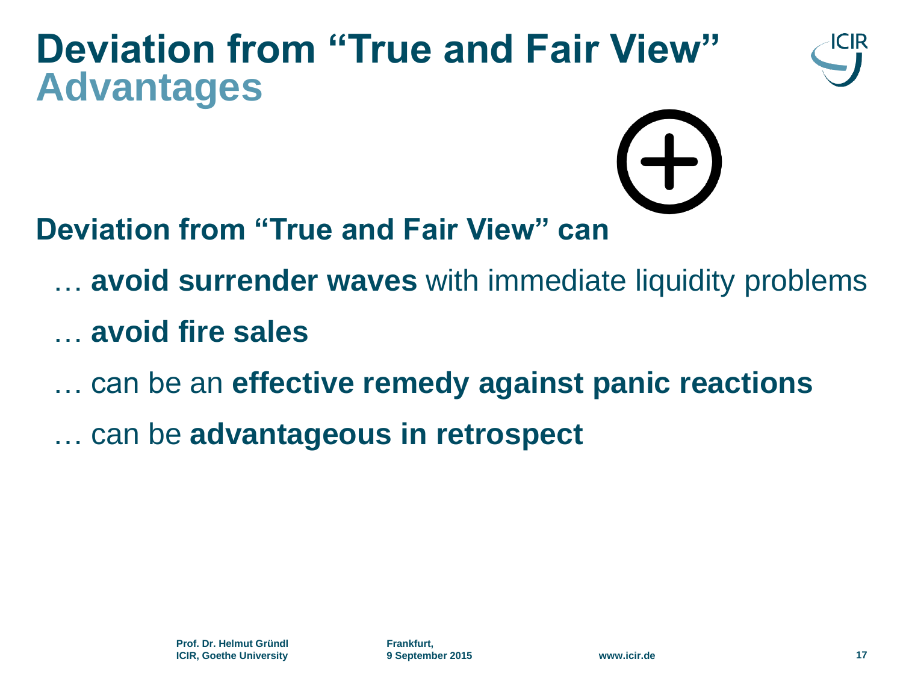# Deviation from "True and Fair View"
## Advantages

**Deviation from "True and Fair View" can**

- … **avoid surrender waves** with immediate liquidity problems
- … **avoid fire sales**
- … can be an **effective remedy against panic reactions**
- … can be **advantageous in retrospect**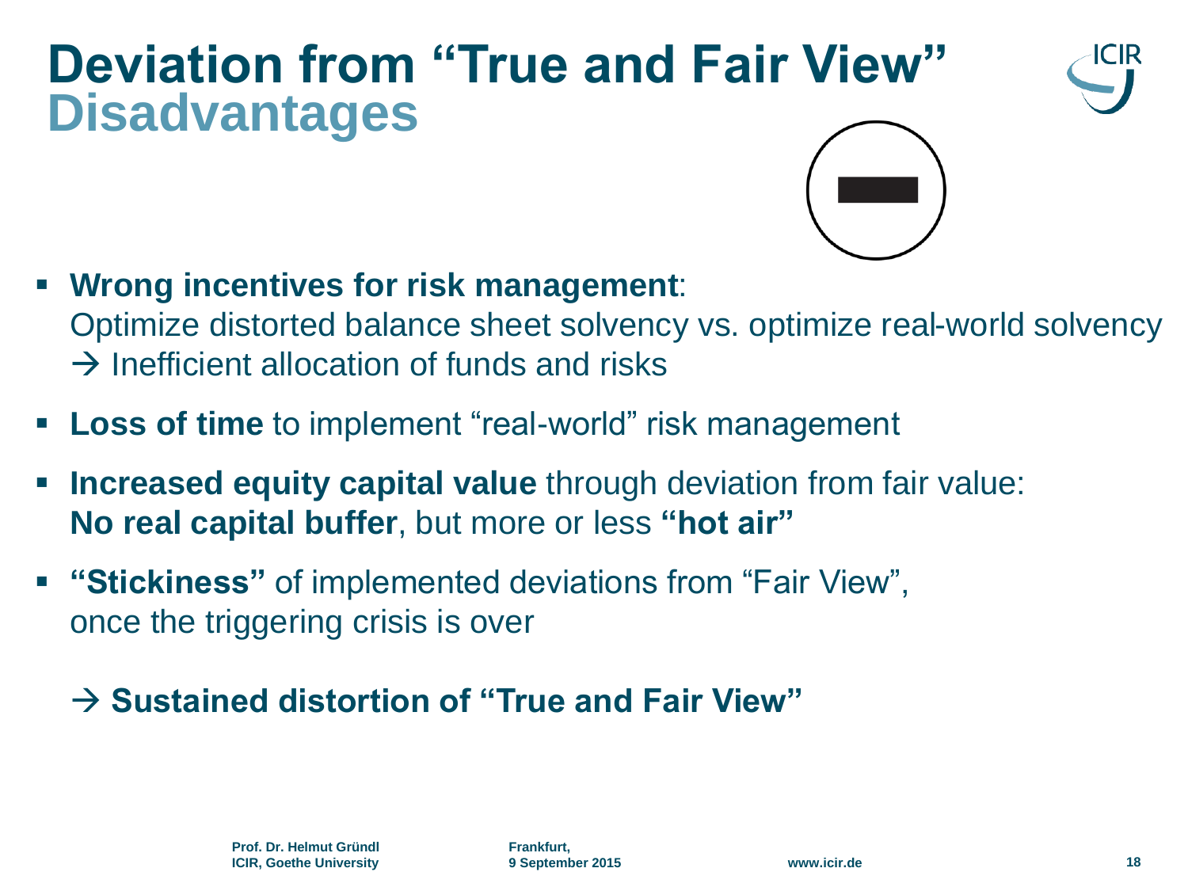# Deviation from "True and Fair View"

## Disadvantages

- **Wrong incentives for risk management**:
  Optimize distorted balance sheet solvency vs. optimize real-world solvency
  → Inefficient allocation of funds and risks
- **Loss of time** to implement "real-world" risk management
- **Increased equity capital value** through deviation from fair value:
  **No real capital buffer**, but more or less **"hot air"**
- **"Stickiness"** of implemented deviations from "Fair View",
  once the triggering crisis is over

  → **Sustained distortion of "True and Fair View"**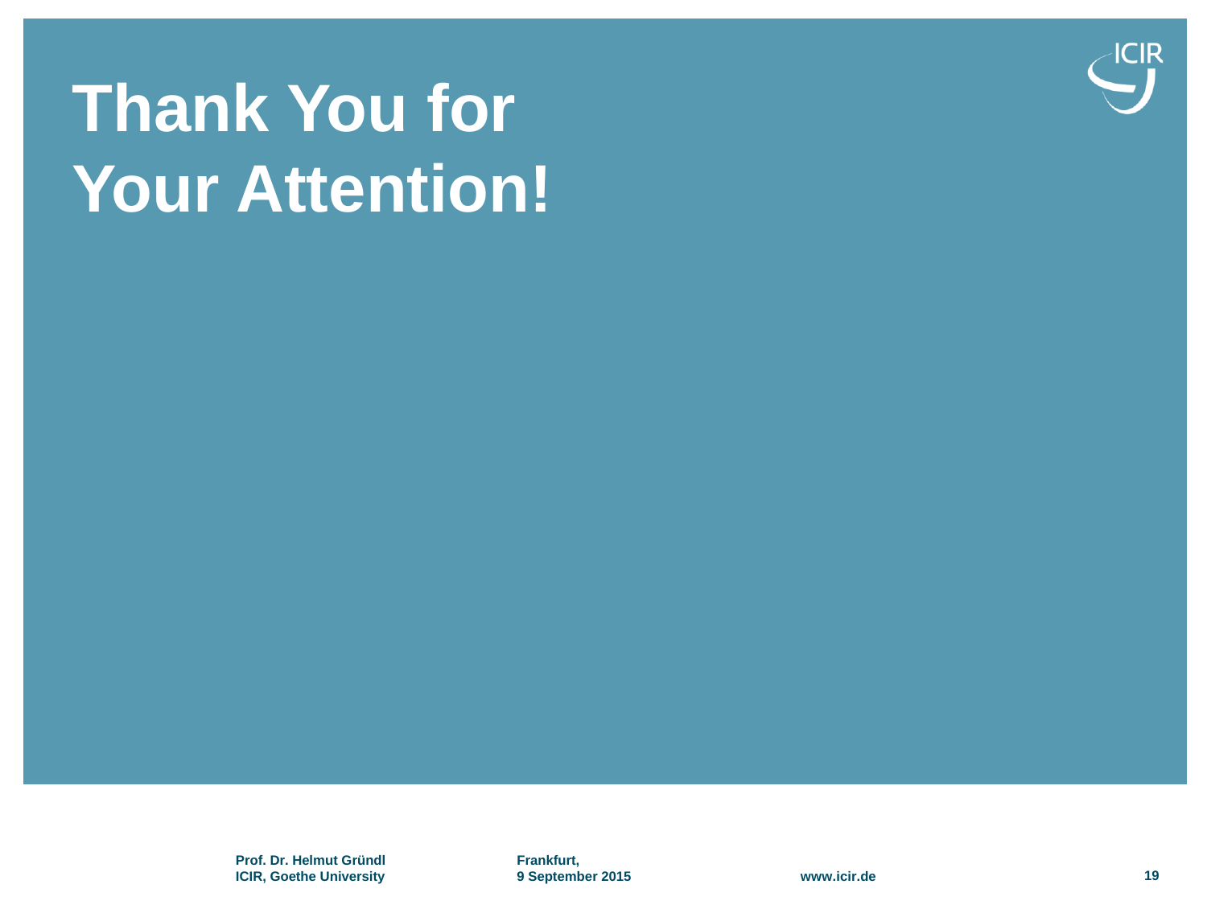# Thank You for Your Attention!